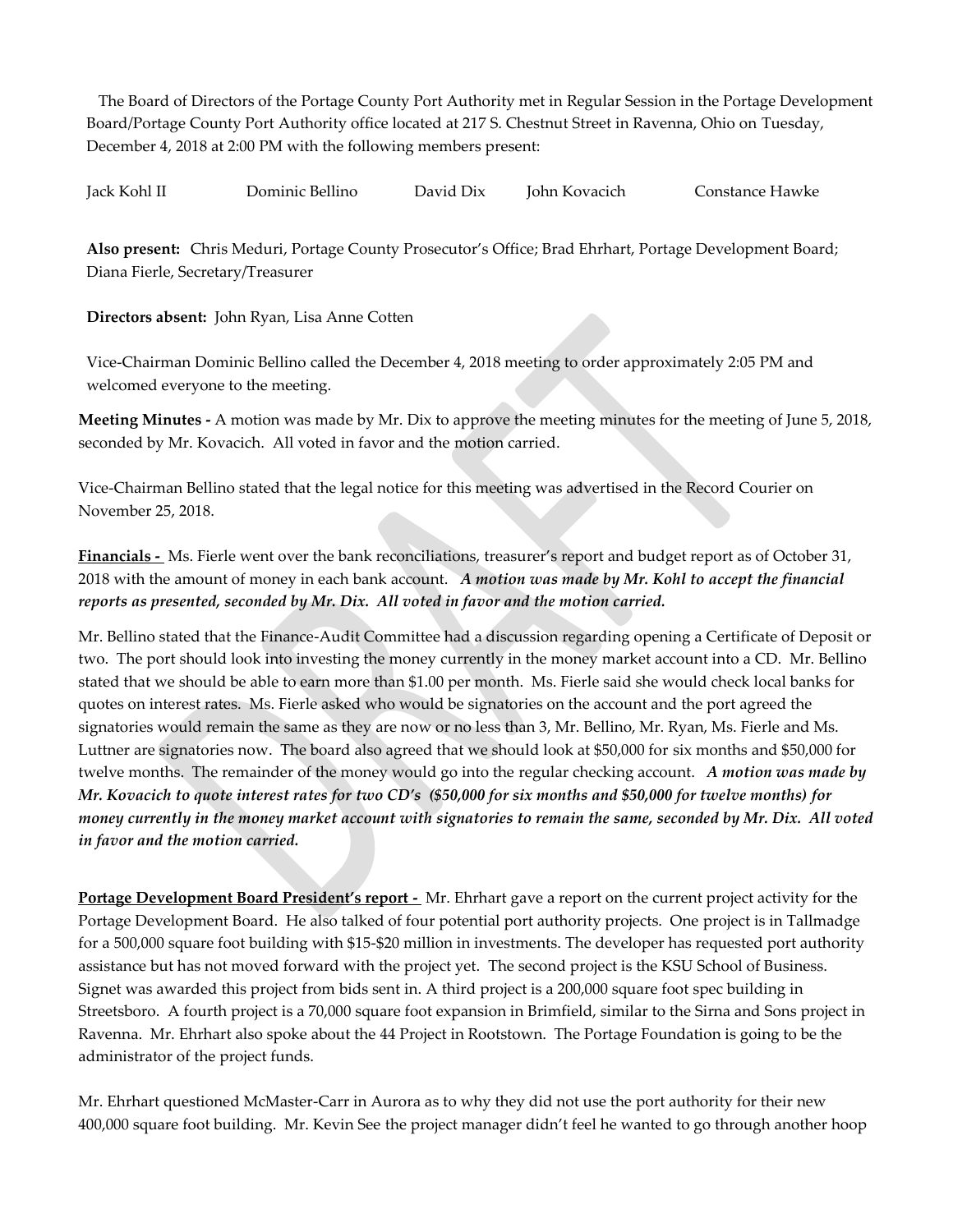The Board of Directors of the Portage County Port Authority met in Regular Session in the Portage Development Board/Portage County Port Authority office located at 217 S. Chestnut Street in Ravenna, Ohio on Tuesday, December 4, 2018 at 2:00 PM with the following members present:

Jack Kohl II    Dominic Bellino    David Dix    John Kovacich    Constance Hawke

**Also present:** Chris Meduri, Portage County Prosecutor's Office; Brad Ehrhart, Portage Development Board; Diana Fierle, Secretary/Treasurer

**Directors absent:** John Ryan, Lisa Anne Cotten

Vice-Chairman Dominic Bellino called the December 4, 2018 meeting to order approximately 2:05 PM and welcomed everyone to the meeting.

**Meeting Minutes -** A motion was made by Mr. Dix to approve the meeting minutes for the meeting of June 5, 2018, seconded by Mr. Kovacich. All voted in favor and the motion carried.

Vice-Chairman Bellino stated that the legal notice for this meeting was advertised in the Record Courier on November 25, 2018.

**Financials -** Ms. Fierle went over the bank reconciliations, treasurer's report and budget report as of October 31, 2018 with the amount of money in each bank account. ***A motion was made by Mr. Kohl to accept the financial reports as presented, seconded by Mr. Dix. All voted in favor and the motion carried.***

Mr. Bellino stated that the Finance-Audit Committee had a discussion regarding opening a Certificate of Deposit or two. The port should look into investing the money currently in the money market account into a CD. Mr. Bellino stated that we should be able to earn more than $1.00 per month. Ms. Fierle said she would check local banks for quotes on interest rates. Ms. Fierle asked who would be signatories on the account and the port agreed the signatories would remain the same as they are now or no less than 3, Mr. Bellino, Mr. Ryan, Ms. Fierle and Ms. Luttner are signatories now. The board also agreed that we should look at $50,000 for six months and $50,000 for twelve months. The remainder of the money would go into the regular checking account. ***A motion was made by Mr. Kovacich to quote interest rates for two CD's ($50,000 for six months and $50,000 for twelve months) for money currently in the money market account with signatories to remain the same, seconded by Mr. Dix. All voted in favor and the motion carried.***

**Portage Development Board President's report -** Mr. Ehrhart gave a report on the current project activity for the Portage Development Board. He also talked of four potential port authority projects. One project is in Tallmadge for a 500,000 square foot building with $15-$20 million in investments. The developer has requested port authority assistance but has not moved forward with the project yet. The second project is the KSU School of Business. Signet was awarded this project from bids sent in. A third project is a 200,000 square foot spec building in Streetsboro. A fourth project is a 70,000 square foot expansion in Brimfield, similar to the Sirna and Sons project in Ravenna. Mr. Ehrhart also spoke about the 44 Project in Rootstown. The Portage Foundation is going to be the administrator of the project funds.

Mr. Ehrhart questioned McMaster-Carr in Aurora as to why they did not use the port authority for their new 400,000 square foot building. Mr. Kevin See the project manager didn't feel he wanted to go through another hoop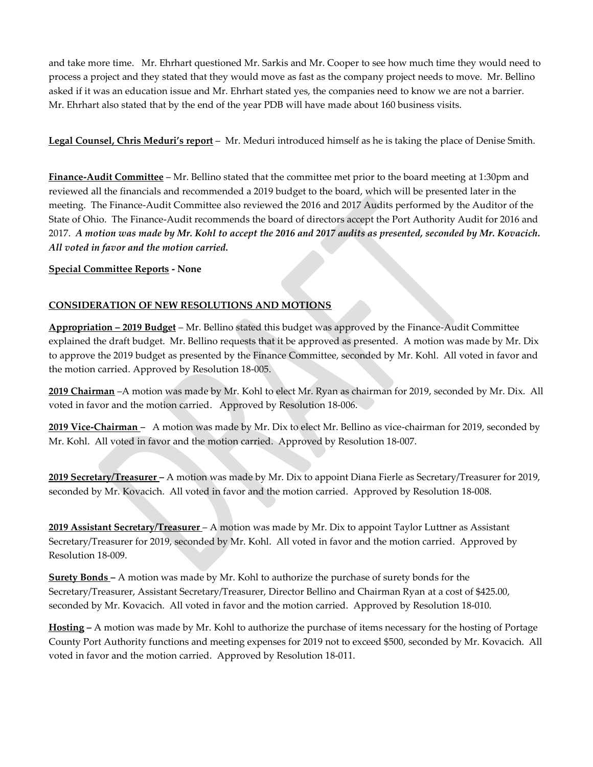and take more time. Mr. Ehrhart questioned Mr. Sarkis and Mr. Cooper to see how much time they would need to process a project and they stated that they would move as fast as the company project needs to move. Mr. Bellino asked if it was an education issue and Mr. Ehrhart stated yes, the companies need to know we are not a barrier. Mr. Ehrhart also stated that by the end of the year PDB will have made about 160 business visits.

**Legal Counsel, Chris Meduri's report** – Mr. Meduri introduced himself as he is taking the place of Denise Smith.

**Finance-Audit Committee** – Mr. Bellino stated that the committee met prior to the board meeting at 1:30pm and reviewed all the financials and recommended a 2019 budget to the board, which will be presented later in the meeting. The Finance-Audit Committee also reviewed the 2016 and 2017 Audits performed by the Auditor of the State of Ohio. The Finance-Audit recommends the board of directors accept the Port Authority Audit for 2016 and 2017. ***A motion was made by Mr. Kohl to accept the 2016 and 2017 audits as presented, seconded by Mr. Kovacich. All voted in favor and the motion carried.***

**Special Committee Reports - None**

## CONSIDERATION OF NEW RESOLUTIONS AND MOTIONS

**Appropriation – 2019 Budget** – Mr. Bellino stated this budget was approved by the Finance-Audit Committee explained the draft budget. Mr. Bellino requests that it be approved as presented. A motion was made by Mr. Dix to approve the 2019 budget as presented by the Finance Committee, seconded by Mr. Kohl. All voted in favor and the motion carried. Approved by Resolution 18-005.

**2019 Chairman** –A motion was made by Mr. Kohl to elect Mr. Ryan as chairman for 2019, seconded by Mr. Dix. All voted in favor and the motion carried. Approved by Resolution 18-006.

**2019 Vice-Chairman** – A motion was made by Mr. Dix to elect Mr. Bellino as vice-chairman for 2019, seconded by Mr. Kohl. All voted in favor and the motion carried. Approved by Resolution 18-007.

**2019 Secretary/Treasurer** – A motion was made by Mr. Dix to appoint Diana Fierle as Secretary/Treasurer for 2019, seconded by Mr. Kovacich. All voted in favor and the motion carried. Approved by Resolution 18-008.

**2019 Assistant Secretary/Treasurer** – A motion was made by Mr. Dix to appoint Taylor Luttner as Assistant Secretary/Treasurer for 2019, seconded by Mr. Kohl. All voted in favor and the motion carried. Approved by Resolution 18-009.

**Surety Bonds** – A motion was made by Mr. Kohl to authorize the purchase of surety bonds for the Secretary/Treasurer, Assistant Secretary/Treasurer, Director Bellino and Chairman Ryan at a cost of $425.00, seconded by Mr. Kovacich. All voted in favor and the motion carried. Approved by Resolution 18-010.

**Hosting** – A motion was made by Mr. Kohl to authorize the purchase of items necessary for the hosting of Portage County Port Authority functions and meeting expenses for 2019 not to exceed $500, seconded by Mr. Kovacich. All voted in favor and the motion carried. Approved by Resolution 18-011.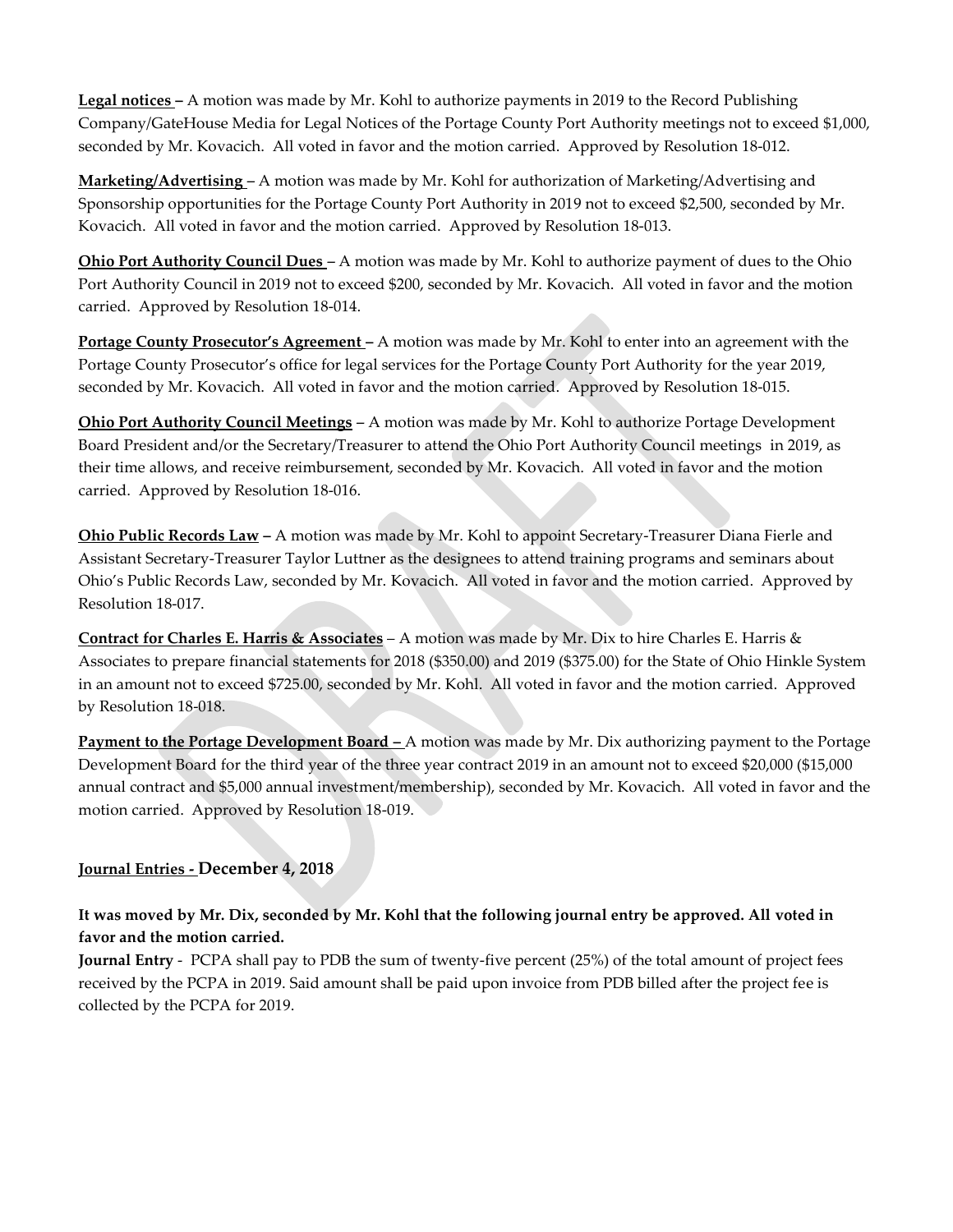**Legal notices –** A motion was made by Mr. Kohl to authorize payments in 2019 to the Record Publishing Company/GateHouse Media for Legal Notices of the Portage County Port Authority meetings not to exceed $1,000, seconded by Mr. Kovacich. All voted in favor and the motion carried. Approved by Resolution 18-012.

**Marketing/Advertising** – A motion was made by Mr. Kohl for authorization of Marketing/Advertising and Sponsorship opportunities for the Portage County Port Authority in 2019 not to exceed $2,500, seconded by Mr. Kovacich. All voted in favor and the motion carried. Approved by Resolution 18-013.

**Ohio Port Authority Council Dues** – A motion was made by Mr. Kohl to authorize payment of dues to the Ohio Port Authority Council in 2019 not to exceed $200, seconded by Mr. Kovacich. All voted in favor and the motion carried. Approved by Resolution 18-014.

**Portage County Prosecutor's Agreement –** A motion was made by Mr. Kohl to enter into an agreement with the Portage County Prosecutor's office for legal services for the Portage County Port Authority for the year 2019, seconded by Mr. Kovacich. All voted in favor and the motion carried. Approved by Resolution 18-015.

**Ohio Port Authority Council Meetings** – A motion was made by Mr. Kohl to authorize Portage Development Board President and/or the Secretary/Treasurer to attend the Ohio Port Authority Council meetings in 2019, as their time allows, and receive reimbursement, seconded by Mr. Kovacich. All voted in favor and the motion carried. Approved by Resolution 18-016.

**Ohio Public Records Law –** A motion was made by Mr. Kohl to appoint Secretary-Treasurer Diana Fierle and Assistant Secretary-Treasurer Taylor Luttner as the designees to attend training programs and seminars about Ohio's Public Records Law, seconded by Mr. Kovacich. All voted in favor and the motion carried. Approved by Resolution 18-017.

**Contract for Charles E. Harris & Associates** – A motion was made by Mr. Dix to hire Charles E. Harris & Associates to prepare financial statements for 2018 ($350.00) and 2019 ($375.00) for the State of Ohio Hinkle System in an amount not to exceed $725.00, seconded by Mr. Kohl. All voted in favor and the motion carried. Approved by Resolution 18-018.

**Payment to the Portage Development Board –** A motion was made by Mr. Dix authorizing payment to the Portage Development Board for the third year of the three year contract 2019 in an amount not to exceed $20,000 ($15,000 annual contract and $5,000 annual investment/membership), seconded by Mr. Kovacich. All voted in favor and the motion carried. Approved by Resolution 18-019.

**Journal Entries - December 4, 2018**

**It was moved by Mr. Dix, seconded by Mr. Kohl that the following journal entry be approved. All voted in favor and the motion carried.**

**Journal Entry** - PCPA shall pay to PDB the sum of twenty-five percent (25%) of the total amount of project fees received by the PCPA in 2019. Said amount shall be paid upon invoice from PDB billed after the project fee is collected by the PCPA for 2019.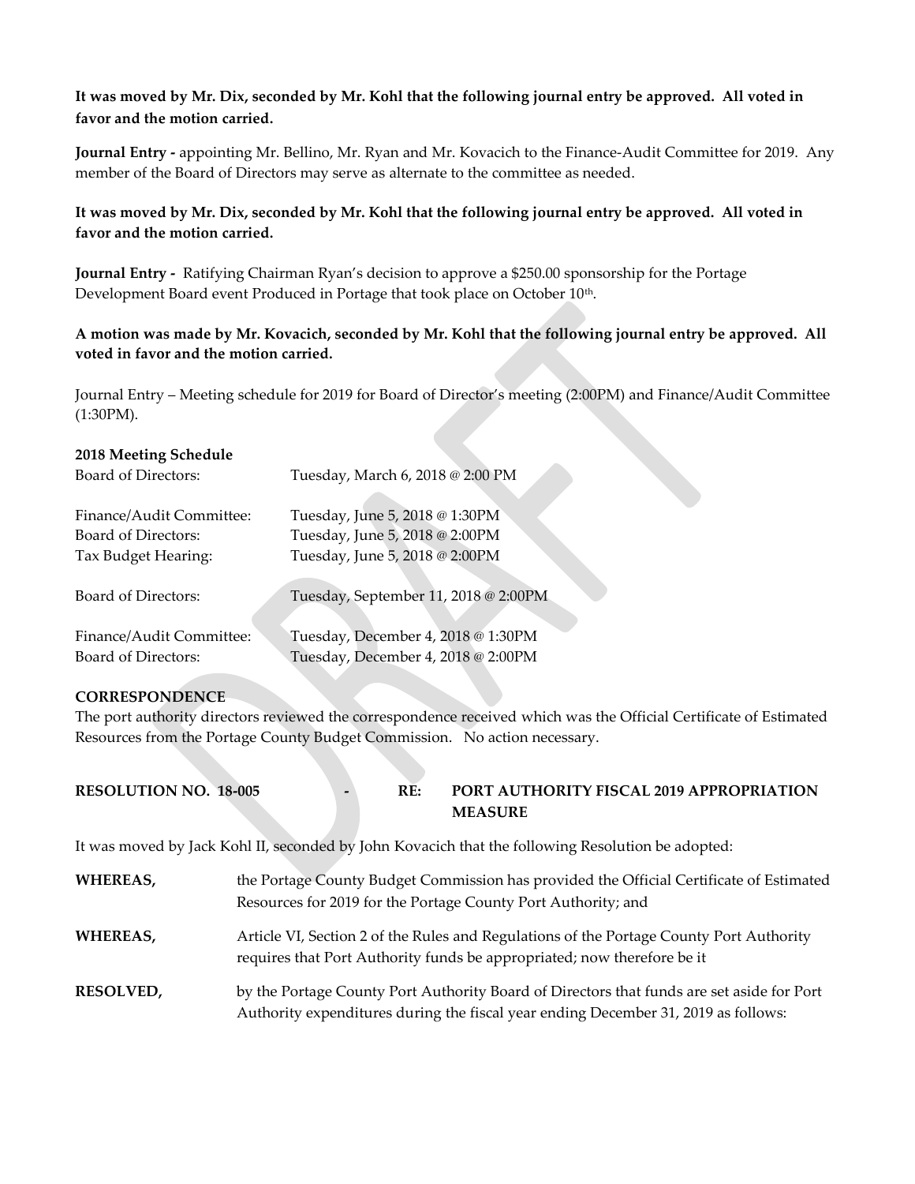**It was moved by Mr. Dix, seconded by Mr. Kohl that the following journal entry be approved. All voted in favor and the motion carried.**

**Journal Entry -** appointing Mr. Bellino, Mr. Ryan and Mr. Kovacich to the Finance-Audit Committee for 2019. Any member of the Board of Directors may serve as alternate to the committee as needed.

**It was moved by Mr. Dix, seconded by Mr. Kohl that the following journal entry be approved. All voted in favor and the motion carried.**

**Journal Entry -** Ratifying Chairman Ryan's decision to approve a $250.00 sponsorship for the Portage Development Board event Produced in Portage that took place on October 10th.

**A motion was made by Mr. Kovacich, seconded by Mr. Kohl that the following journal entry be approved. All voted in favor and the motion carried.**

Journal Entry – Meeting schedule for 2019 for Board of Director's meeting (2:00PM) and Finance/Audit Committee (1:30PM).

**2018 Meeting Schedule**

| | |
|---|---|
| Board of Directors: | Tuesday, March 6, 2018 @ 2:00 PM |
| Finance/Audit Committee: | Tuesday, June 5, 2018 @ 1:30PM |
| Board of Directors: | Tuesday, June 5, 2018 @ 2:00PM |
| Tax Budget Hearing: | Tuesday, June 5, 2018 @ 2:00PM |
| Board of Directors: | Tuesday, September 11, 2018 @ 2:00PM |
| Finance/Audit Committee: | Tuesday, December 4, 2018 @ 1:30PM |
| Board of Directors: | Tuesday, December 4, 2018 @ 2:00PM |

**CORRESPONDENCE**

The port authority directors reviewed the correspondence received which was the Official Certificate of Estimated Resources from the Portage County Budget Commission. No action necessary.

**RESOLUTION NO. 18-005 - RE: PORT AUTHORITY FISCAL 2019 APPROPRIATION MEASURE**

It was moved by Jack Kohl II, seconded by John Kovacich that the following Resolution be adopted:

**WHEREAS,** the Portage County Budget Commission has provided the Official Certificate of Estimated Resources for 2019 for the Portage County Port Authority; and

**WHEREAS,** Article VI, Section 2 of the Rules and Regulations of the Portage County Port Authority requires that Port Authority funds be appropriated; now therefore be it

**RESOLVED,** by the Portage County Port Authority Board of Directors that funds are set aside for Port Authority expenditures during the fiscal year ending December 31, 2019 as follows: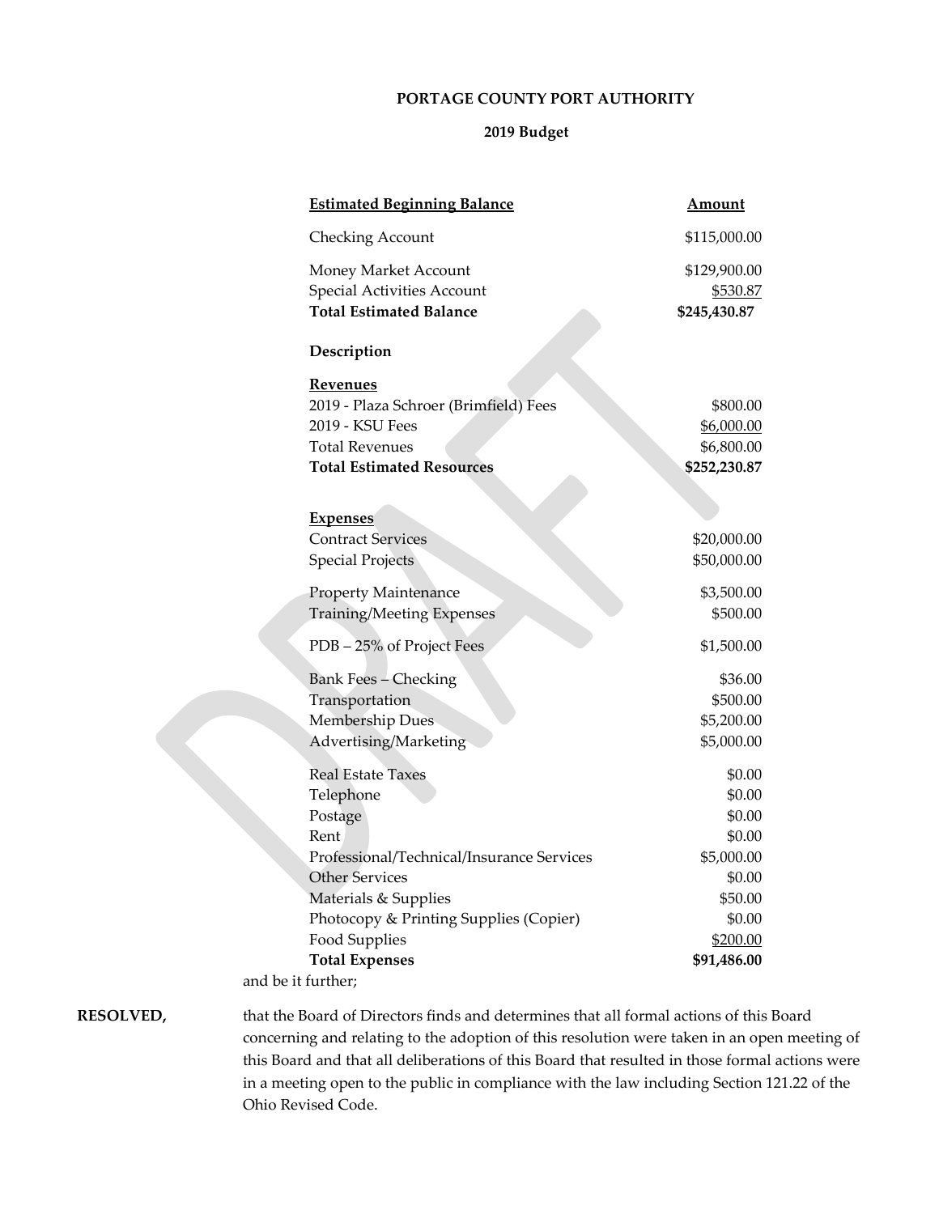**PORTAGE COUNTY PORT AUTHORITY**

**2019 Budget**

| **Estimated Beginning Balance** | **Amount** |
|---|---|
| Checking Account | $115,000.00 |
| Money Market Account | $129,900.00 |
| Special Activities Account | $530.87 |
| **Total Estimated Balance** | **$245,430.87** |
| **Description** | |
| **Revenues** | |
| 2019 - Plaza Schroer (Brimfield) Fees | $800.00 |
| 2019 - KSU Fees | $6,000.00 |
| Total Revenues | $6,800.00 |
| **Total Estimated Resources** | **$252,230.87** |
| **Expenses** | |
| Contract Services | $20,000.00 |
| Special Projects | $50,000.00 |
| Property Maintenance | $3,500.00 |
| Training/Meeting Expenses | $500.00 |
| PDB – 25% of Project Fees | $1,500.00 |
| Bank Fees – Checking | $36.00 |
| Transportation | $500.00 |
| Membership Dues | $5,200.00 |
| Advertising/Marketing | $5,000.00 |
| Real Estate Taxes | $0.00 |
| Telephone | $0.00 |
| Postage | $0.00 |
| Rent | $0.00 |
| Professional/Technical/Insurance Services | $5,000.00 |
| Other Services | $0.00 |
| Materials & Supplies | $50.00 |
| Photocopy & Printing Supplies (Copier) | $0.00 |
| Food Supplies | $200.00 |
| **Total Expenses** | **$91,486.00** |

and be it further;

**RESOLVED,** that the Board of Directors finds and determines that all formal actions of this Board concerning and relating to the adoption of this resolution were taken in an open meeting of this Board and that all deliberations of this Board that resulted in those formal actions were in a meeting open to the public in compliance with the law including Section 121.22 of the Ohio Revised Code.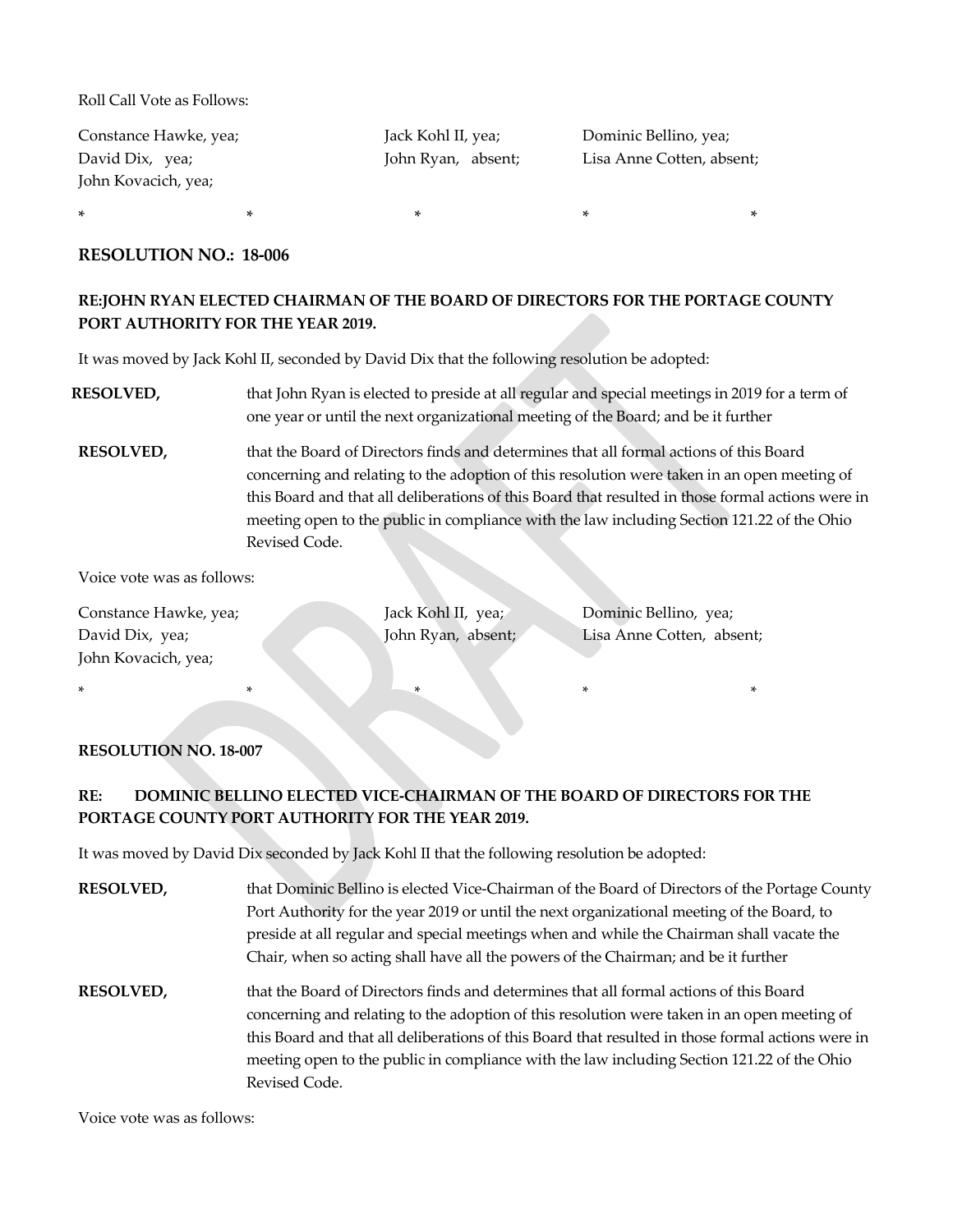Roll Call Vote as Follows:

Constance Hawke, yea; Jack Kohl II, yea; Dominic Bellino, yea;
David Dix, yea; John Ryan, absent; Lisa Anne Cotten, absent;
John Kovacich, yea;

\* \* \* \* \*

## RESOLUTION NO.: 18-006

### RE:JOHN RYAN ELECTED CHAIRMAN OF THE BOARD OF DIRECTORS FOR THE PORTAGE COUNTY PORT AUTHORITY FOR THE YEAR 2019.

It was moved by Jack Kohl II, seconded by David Dix that the following resolution be adopted:

**RESOLVED,** that John Ryan is elected to preside at all regular and special meetings in 2019 for a term of one year or until the next organizational meeting of the Board; and be it further

**RESOLVED,** that the Board of Directors finds and determines that all formal actions of this Board concerning and relating to the adoption of this resolution were taken in an open meeting of this Board and that all deliberations of this Board that resulted in those formal actions were in meeting open to the public in compliance with the law including Section 121.22 of the Ohio Revised Code.

Voice vote was as follows:

Constance Hawke, yea; Jack Kohl II, yea; Dominic Bellino, yea;
David Dix, yea; John Ryan, absent; Lisa Anne Cotten, absent;
John Kovacich, yea;

\* \* \* \* \*

**RESOLUTION NO. 18-007**

### RE: DOMINIC BELLINO ELECTED VICE-CHAIRMAN OF THE BOARD OF DIRECTORS FOR THE PORTAGE COUNTY PORT AUTHORITY FOR THE YEAR 2019.

It was moved by David Dix seconded by Jack Kohl II that the following resolution be adopted:

**RESOLVED,** that Dominic Bellino is elected Vice-Chairman of the Board of Directors of the Portage County Port Authority for the year 2019 or until the next organizational meeting of the Board, to preside at all regular and special meetings when and while the Chairman shall vacate the Chair, when so acting shall have all the powers of the Chairman; and be it further

**RESOLVED,** that the Board of Directors finds and determines that all formal actions of this Board concerning and relating to the adoption of this resolution were taken in an open meeting of this Board and that all deliberations of this Board that resulted in those formal actions were in meeting open to the public in compliance with the law including Section 121.22 of the Ohio Revised Code.

Voice vote was as follows: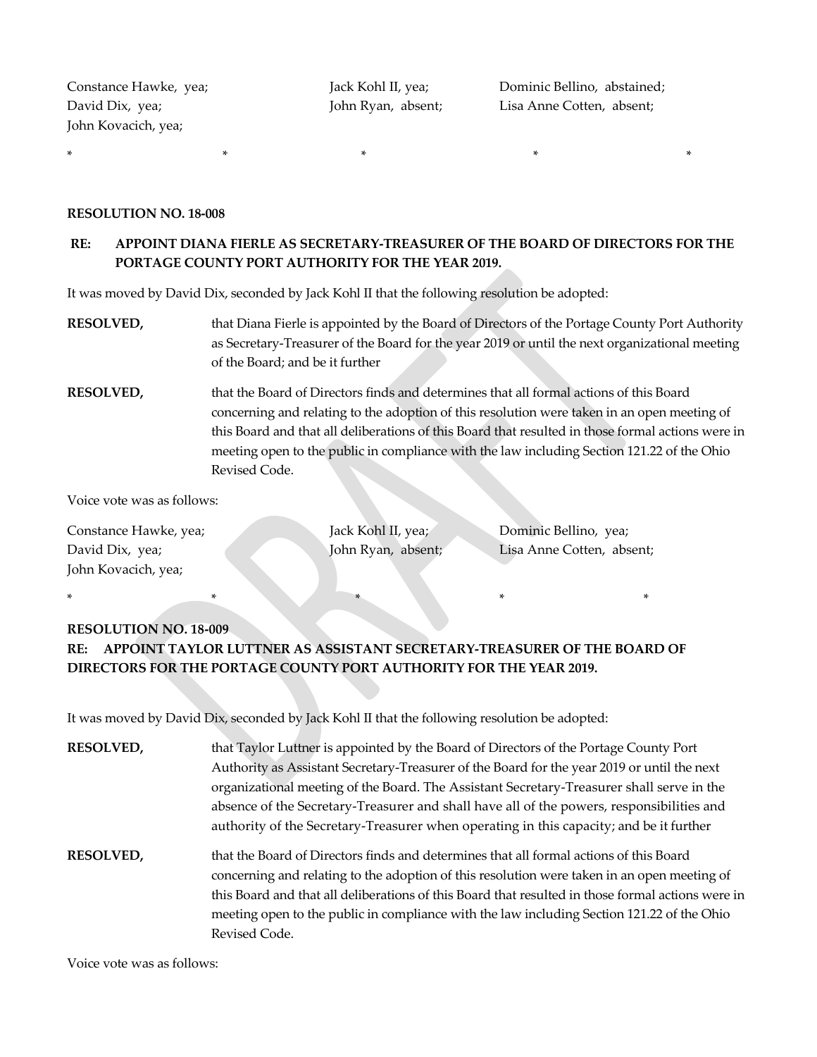Constance Hawke, yea; Jack Kohl II, yea; Dominic Bellino, abstained;
David Dix, yea; John Ryan, absent; Lisa Anne Cotten, absent;
John Kovacich, yea;

\* \* \* \* \*

**RESOLUTION NO. 18-008**

**RE: APPOINT DIANA FIERLE AS SECRETARY-TREASURER OF THE BOARD OF DIRECTORS FOR THE PORTAGE COUNTY PORT AUTHORITY FOR THE YEAR 2019.**

It was moved by David Dix, seconded by Jack Kohl II that the following resolution be adopted:

**RESOLVED,** that Diana Fierle is appointed by the Board of Directors of the Portage County Port Authority as Secretary-Treasurer of the Board for the year 2019 or until the next organizational meeting of the Board; and be it further

**RESOLVED,** that the Board of Directors finds and determines that all formal actions of this Board concerning and relating to the adoption of this resolution were taken in an open meeting of this Board and that all deliberations of this Board that resulted in those formal actions were in meeting open to the public in compliance with the law including Section 121.22 of the Ohio Revised Code.

Voice vote was as follows:

Constance Hawke, yea; Jack Kohl II, yea; Dominic Bellino, yea;
David Dix, yea; John Ryan, absent; Lisa Anne Cotten, absent;
John Kovacich, yea;

\* \* \* \* \*

**RESOLUTION NO. 18-009**

**RE: APPOINT TAYLOR LUTTNER AS ASSISTANT SECRETARY-TREASURER OF THE BOARD OF DIRECTORS FOR THE PORTAGE COUNTY PORT AUTHORITY FOR THE YEAR 2019.**

It was moved by David Dix, seconded by Jack Kohl II that the following resolution be adopted:

**RESOLVED,** that Taylor Luttner is appointed by the Board of Directors of the Portage County Port Authority as Assistant Secretary-Treasurer of the Board for the year 2019 or until the next organizational meeting of the Board. The Assistant Secretary-Treasurer shall serve in the absence of the Secretary-Treasurer and shall have all of the powers, responsibilities and authority of the Secretary-Treasurer when operating in this capacity; and be it further

**RESOLVED,** that the Board of Directors finds and determines that all formal actions of this Board concerning and relating to the adoption of this resolution were taken in an open meeting of this Board and that all deliberations of this Board that resulted in those formal actions were in meeting open to the public in compliance with the law including Section 121.22 of the Ohio Revised Code.

Voice vote was as follows: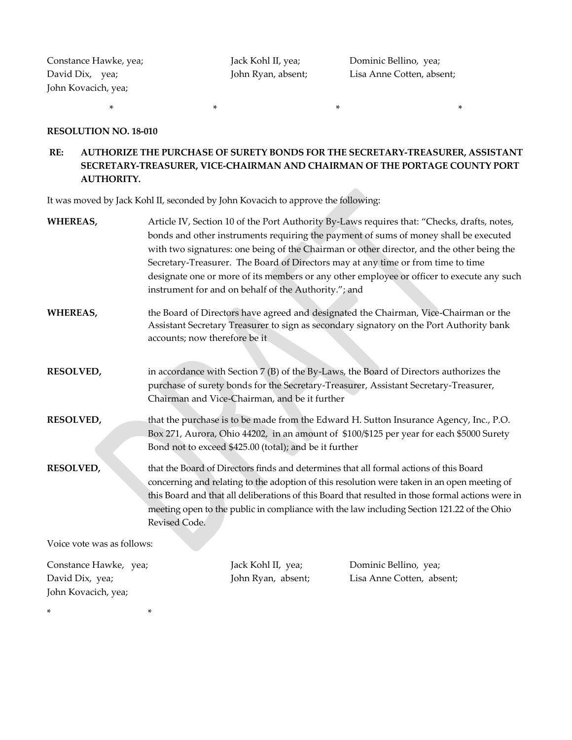| | | |
|---|---|---|
| Constance Hawke, yea; | Jack Kohl II, yea; | Dominic Bellino, yea; |
| David Dix, yea; | John Ryan, absent; | Lisa Anne Cotten, absent; |
| John Kovacich, yea; | | |

\* \* \* \*

**RESOLUTION NO. 18-010**

**RE: AUTHORIZE THE PURCHASE OF SURETY BONDS FOR THE SECRETARY-TREASURER, ASSISTANT SECRETARY-TREASURER, VICE-CHAIRMAN AND CHAIRMAN OF THE PORTAGE COUNTY PORT AUTHORITY.**

It was moved by Jack Kohl II, seconded by John Kovacich to approve the following:

**WHEREAS,** Article IV, Section 10 of the Port Authority By-Laws requires that: "Checks, drafts, notes, bonds and other instruments requiring the payment of sums of money shall be executed with two signatures: one being of the Chairman or other director, and the other being the Secretary-Treasurer. The Board of Directors may at any time or from time to time designate one or more of its members or any other employee or officer to execute any such instrument for and on behalf of the Authority."; and

**WHEREAS,** the Board of Directors have agreed and designated the Chairman, Vice-Chairman or the Assistant Secretary Treasurer to sign as secondary signatory on the Port Authority bank accounts; now therefore be it

**RESOLVED,** in accordance with Section 7 (B) of the By-Laws, the Board of Directors authorizes the purchase of surety bonds for the Secretary-Treasurer, Assistant Secretary-Treasurer, Chairman and Vice-Chairman, and be it further

**RESOLVED,** that the purchase is to be made from the Edward H. Sutton Insurance Agency, Inc., P.O. Box 271, Aurora, Ohio 44202, in an amount of $100/$125 per year for each $5000 Surety Bond not to exceed $425.00 (total); and be it further

**RESOLVED,** that the Board of Directors finds and determines that all formal actions of this Board concerning and relating to the adoption of this resolution were taken in an open meeting of this Board and that all deliberations of this Board that resulted in those formal actions were in meeting open to the public in compliance with the law including Section 121.22 of the Ohio Revised Code.

Voice vote was as follows:

| | | |
|---|---|---|
| Constance Hawke, yea; | Jack Kohl II, yea; | Dominic Bellino, yea; |
| David Dix, yea; | John Ryan, absent; | Lisa Anne Cotten, absent; |
| John Kovacich, yea; | | |

\* \*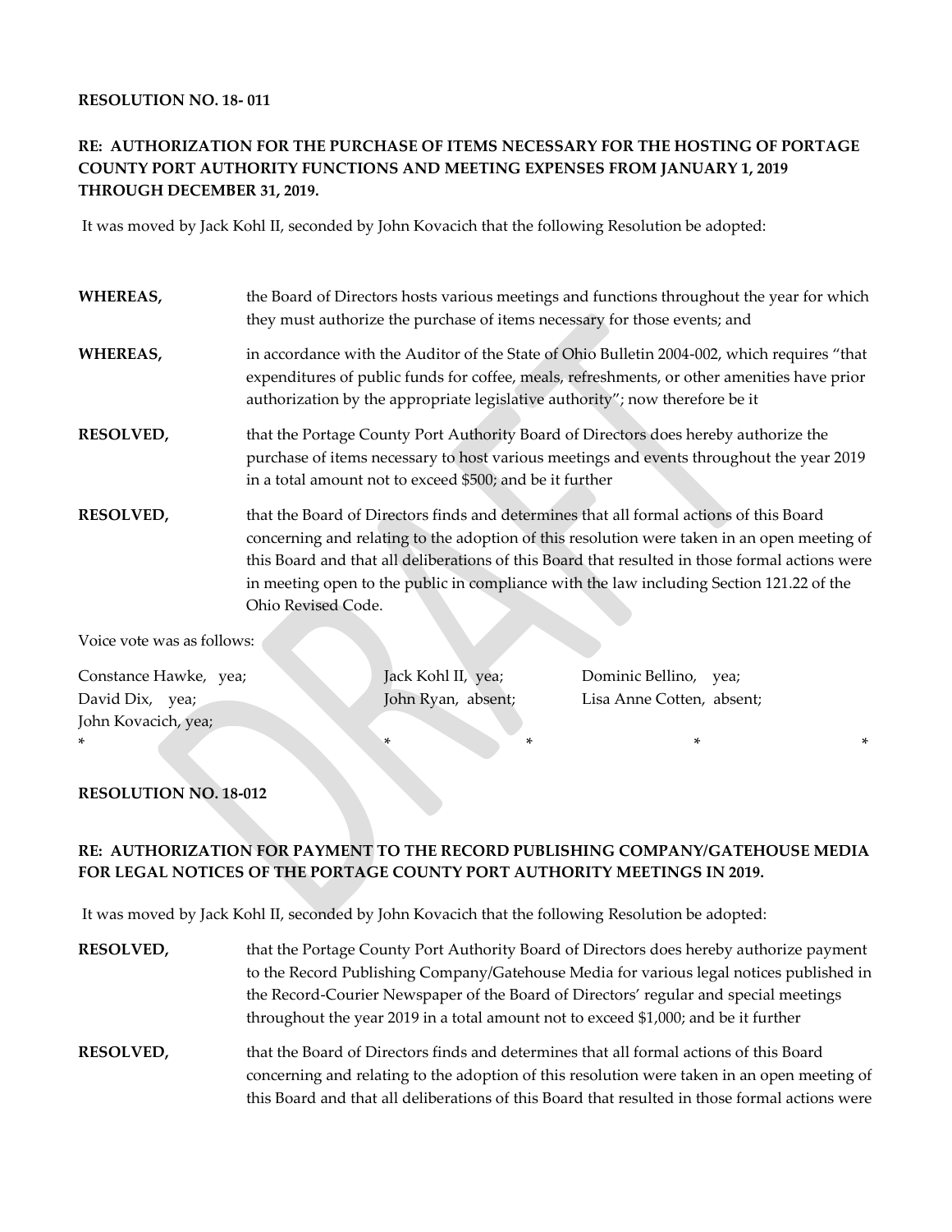**RESOLUTION NO. 18- 011**

**RE: AUTHORIZATION FOR THE PURCHASE OF ITEMS NECESSARY FOR THE HOSTING OF PORTAGE COUNTY PORT AUTHORITY FUNCTIONS AND MEETING EXPENSES FROM JANUARY 1, 2019 THROUGH DECEMBER 31, 2019.**

It was moved by Jack Kohl II, seconded by John Kovacich that the following Resolution be adopted:

**WHEREAS,** the Board of Directors hosts various meetings and functions throughout the year for which they must authorize the purchase of items necessary for those events; and

**WHEREAS,** in accordance with the Auditor of the State of Ohio Bulletin 2004-002, which requires "that expenditures of public funds for coffee, meals, refreshments, or other amenities have prior authorization by the appropriate legislative authority"; now therefore be it

**RESOLVED,** that the Portage County Port Authority Board of Directors does hereby authorize the purchase of items necessary to host various meetings and events throughout the year 2019 in a total amount not to exceed $500; and be it further

**RESOLVED,** that the Board of Directors finds and determines that all formal actions of this Board concerning and relating to the adoption of this resolution were taken in an open meeting of this Board and that all deliberations of this Board that resulted in those formal actions were in meeting open to the public in compliance with the law including Section 121.22 of the Ohio Revised Code.

Voice vote was as follows:

Constance Hawke, yea; Jack Kohl II, yea; Dominic Bellino, yea;
David Dix, yea; John Ryan, absent; Lisa Anne Cotten, absent;
John Kovacich, yea;

\* \* \* \* \*

**RESOLUTION NO. 18-012**

**RE: AUTHORIZATION FOR PAYMENT TO THE RECORD PUBLISHING COMPANY/GATEHOUSE MEDIA FOR LEGAL NOTICES OF THE PORTAGE COUNTY PORT AUTHORITY MEETINGS IN 2019.**

It was moved by Jack Kohl II, seconded by John Kovacich that the following Resolution be adopted:

**RESOLVED,** that the Portage County Port Authority Board of Directors does hereby authorize payment to the Record Publishing Company/Gatehouse Media for various legal notices published in the Record-Courier Newspaper of the Board of Directors' regular and special meetings throughout the year 2019 in a total amount not to exceed $1,000; and be it further

**RESOLVED,** that the Board of Directors finds and determines that all formal actions of this Board concerning and relating to the adoption of this resolution were taken in an open meeting of this Board and that all deliberations of this Board that resulted in those formal actions were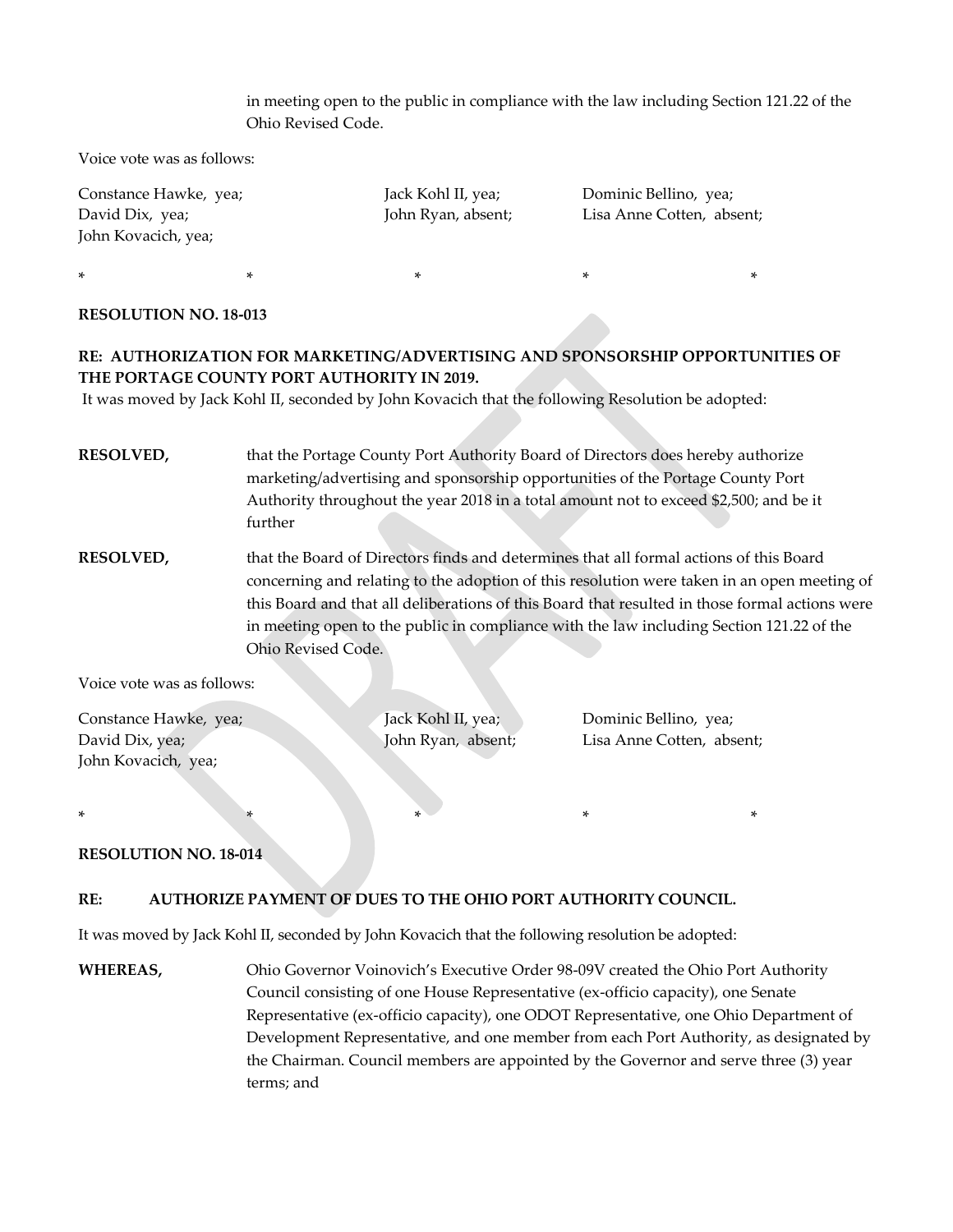in meeting open to the public in compliance with the law including Section 121.22 of the Ohio Revised Code.

Voice vote was as follows:

Constance Hawke, yea; Jack Kohl II, yea; Dominic Bellino, yea;
David Dix, yea; John Ryan, absent; Lisa Anne Cotten, absent;
John Kovacich, yea;

* * * * *

**RESOLUTION NO. 18-013**

**RE: AUTHORIZATION FOR MARKETING/ADVERTISING AND SPONSORSHIP OPPORTUNITIES OF THE PORTAGE COUNTY PORT AUTHORITY IN 2019.**

It was moved by Jack Kohl II, seconded by John Kovacich that the following Resolution be adopted:

**RESOLVED,** that the Portage County Port Authority Board of Directors does hereby authorize marketing/advertising and sponsorship opportunities of the Portage County Port Authority throughout the year 2018 in a total amount not to exceed $2,500; and be it further

**RESOLVED,** that the Board of Directors finds and determines that all formal actions of this Board concerning and relating to the adoption of this resolution were taken in an open meeting of this Board and that all deliberations of this Board that resulted in those formal actions were in meeting open to the public in compliance with the law including Section 121.22 of the Ohio Revised Code.

Voice vote was as follows:

Constance Hawke, yea; Jack Kohl II, yea; Dominic Bellino, yea;
David Dix, yea; John Ryan, absent; Lisa Anne Cotten, absent;
John Kovacich, yea;

* * * * *

**RESOLUTION NO. 18-014**

**RE: AUTHORIZE PAYMENT OF DUES TO THE OHIO PORT AUTHORITY COUNCIL.**

It was moved by Jack Kohl II, seconded by John Kovacich that the following resolution be adopted:

**WHEREAS,** Ohio Governor Voinovich's Executive Order 98-09V created the Ohio Port Authority Council consisting of one House Representative (ex-officio capacity), one Senate Representative (ex-officio capacity), one ODOT Representative, one Ohio Department of Development Representative, and one member from each Port Authority, as designated by the Chairman. Council members are appointed by the Governor and serve three (3) year terms; and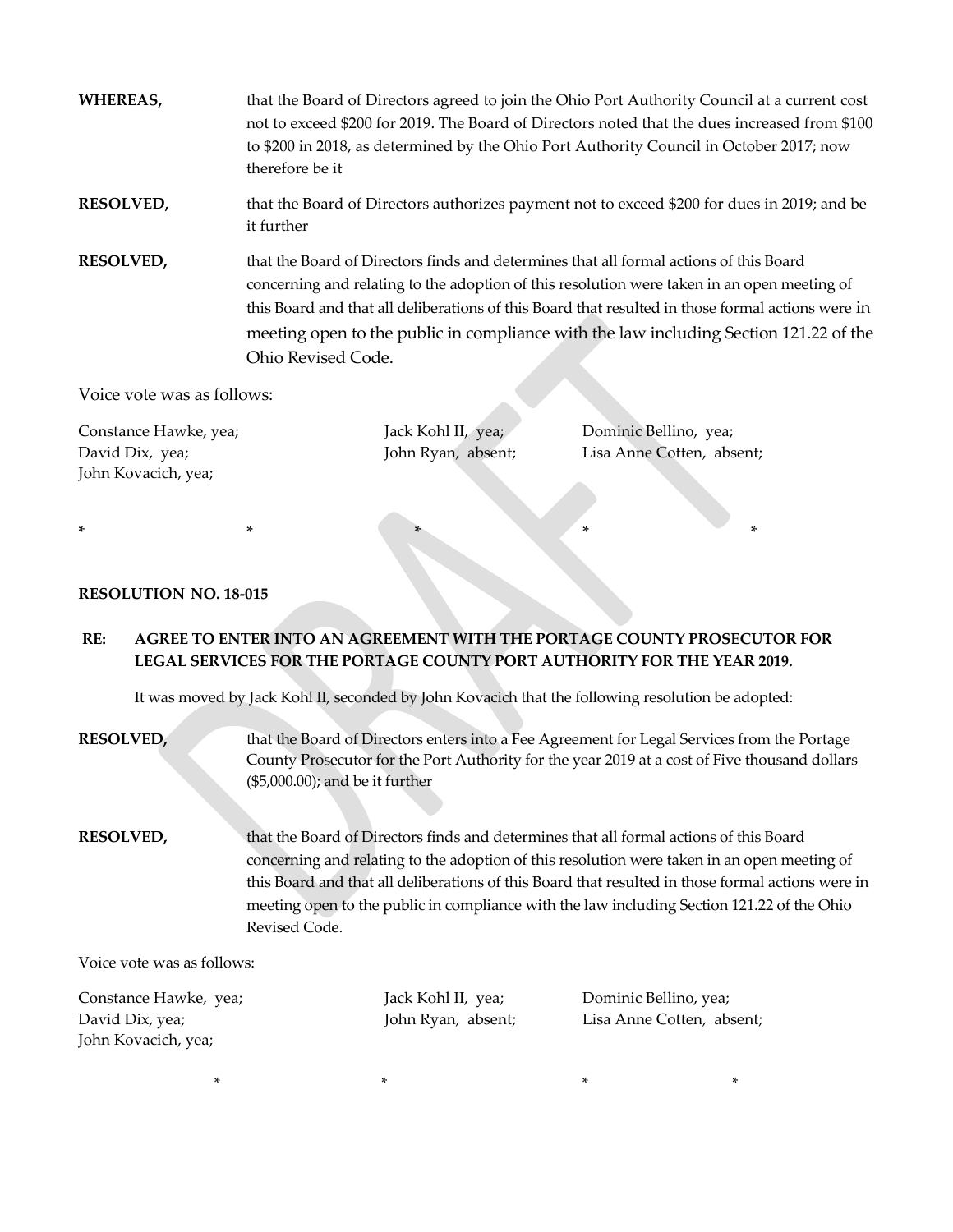**WHEREAS,** that the Board of Directors agreed to join the Ohio Port Authority Council at a current cost not to exceed $200 for 2019. The Board of Directors noted that the dues increased from $100 to $200 in 2018, as determined by the Ohio Port Authority Council in October 2017; now therefore be it

**RESOLVED,** that the Board of Directors authorizes payment not to exceed $200 for dues in 2019; and be it further

**RESOLVED,** that the Board of Directors finds and determines that all formal actions of this Board concerning and relating to the adoption of this resolution were taken in an open meeting of this Board and that all deliberations of this Board that resulted in those formal actions were in meeting open to the public in compliance with the law including Section 121.22 of the Ohio Revised Code.

Voice vote was as follows:

Constance Hawke, yea; Jack Kohl II, yea; Dominic Bellino, yea;
David Dix, yea; John Ryan, absent; Lisa Anne Cotten, absent;
John Kovacich, yea;

\* \* \* \* \*

**RESOLUTION NO. 18-015**

**RE: AGREE TO ENTER INTO AN AGREEMENT WITH THE PORTAGE COUNTY PROSECUTOR FOR LEGAL SERVICES FOR THE PORTAGE COUNTY PORT AUTHORITY FOR THE YEAR 2019.**

It was moved by Jack Kohl II, seconded by John Kovacich that the following resolution be adopted:

**RESOLVED,** that the Board of Directors enters into a Fee Agreement for Legal Services from the Portage County Prosecutor for the Port Authority for the year 2019 at a cost of Five thousand dollars ($5,000.00); and be it further

**RESOLVED,** that the Board of Directors finds and determines that all formal actions of this Board concerning and relating to the adoption of this resolution were taken in an open meeting of this Board and that all deliberations of this Board that resulted in those formal actions were in meeting open to the public in compliance with the law including Section 121.22 of the Ohio Revised Code.

Voice vote was as follows:

Constance Hawke, yea; Jack Kohl II, yea; Dominic Bellino, yea;
David Dix, yea; John Ryan, absent; Lisa Anne Cotten, absent;
John Kovacich, yea;

\* \* \* \*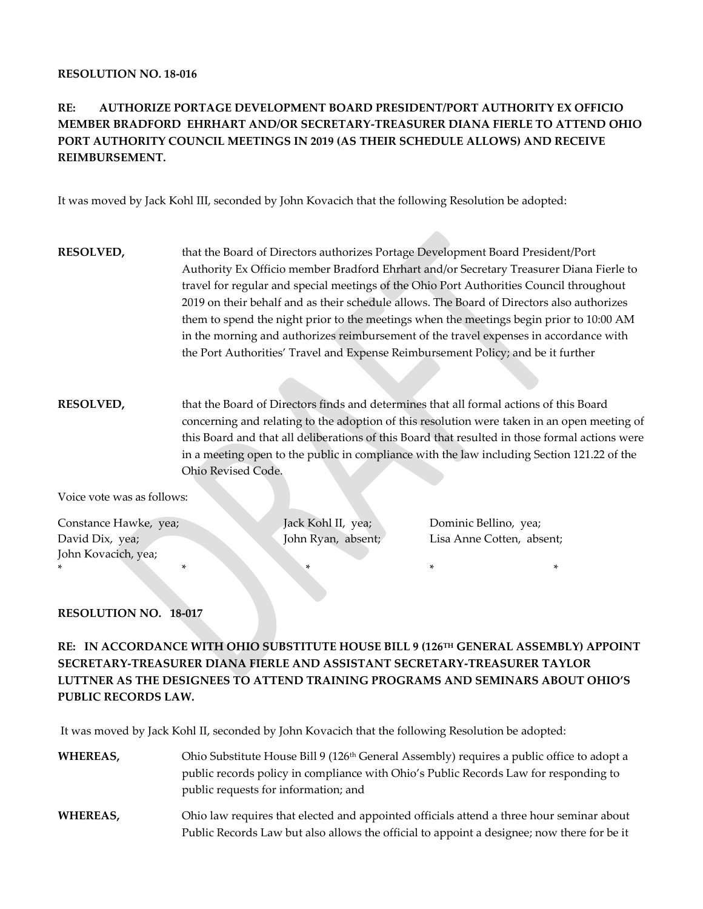**RESOLUTION NO. 18-016**

**RE: AUTHORIZE PORTAGE DEVELOPMENT BOARD PRESIDENT/PORT AUTHORITY EX OFFICIO MEMBER BRADFORD EHRHART AND/OR SECRETARY-TREASURER DIANA FIERLE TO ATTEND OHIO PORT AUTHORITY COUNCIL MEETINGS IN 2019 (AS THEIR SCHEDULE ALLOWS) AND RECEIVE REIMBURSEMENT.**

It was moved by Jack Kohl III, seconded by John Kovacich that the following Resolution be adopted:

**RESOLVED,** that the Board of Directors authorizes Portage Development Board President/Port Authority Ex Officio member Bradford Ehrhart and/or Secretary Treasurer Diana Fierle to travel for regular and special meetings of the Ohio Port Authorities Council throughout 2019 on their behalf and as their schedule allows. The Board of Directors also authorizes them to spend the night prior to the meetings when the meetings begin prior to 10:00 AM in the morning and authorizes reimbursement of the travel expenses in accordance with the Port Authorities' Travel and Expense Reimbursement Policy; and be it further

**RESOLVED,** that the Board of Directors finds and determines that all formal actions of this Board concerning and relating to the adoption of this resolution were taken in an open meeting of this Board and that all deliberations of this Board that resulted in those formal actions were in a meeting open to the public in compliance with the law including Section 121.22 of the Ohio Revised Code.

Voice vote was as follows:

Constance Hawke, yea; Jack Kohl II, yea; Dominic Bellino, yea;
David Dix, yea; John Ryan, absent; Lisa Anne Cotten, absent;
John Kovacich, yea;

\*     \*     \*     \*     \*

**RESOLUTION NO. 18-017**

**RE: IN ACCORDANCE WITH OHIO SUBSTITUTE HOUSE BILL 9 (126TH GENERAL ASSEMBLY) APPOINT SECRETARY-TREASURER DIANA FIERLE AND ASSISTANT SECRETARY-TREASURER TAYLOR LUTTNER AS THE DESIGNEES TO ATTEND TRAINING PROGRAMS AND SEMINARS ABOUT OHIO'S PUBLIC RECORDS LAW.**

It was moved by Jack Kohl II, seconded by John Kovacich that the following Resolution be adopted:

**WHEREAS,** Ohio Substitute House Bill 9 (126th General Assembly) requires a public office to adopt a public records policy in compliance with Ohio's Public Records Law for responding to public requests for information; and

**WHEREAS,** Ohio law requires that elected and appointed officials attend a three hour seminar about Public Records Law but also allows the official to appoint a designee; now there for be it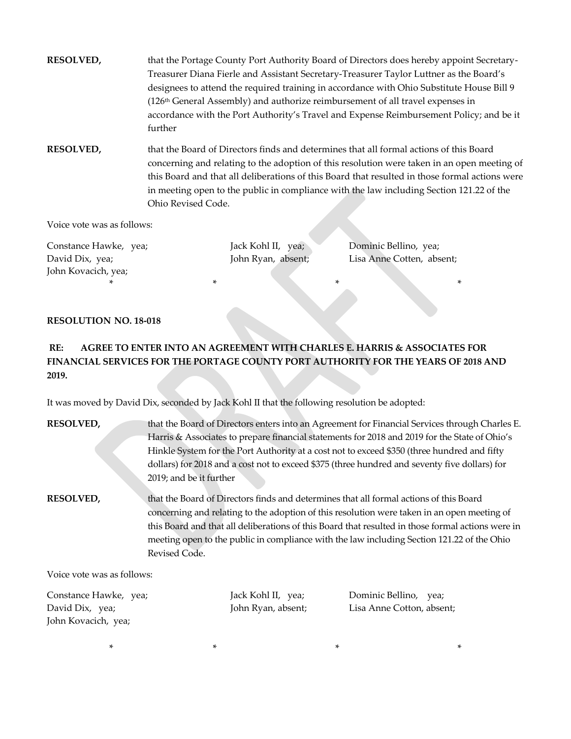**RESOLVED,** that the Portage County Port Authority Board of Directors does hereby appoint Secretary-Treasurer Diana Fierle and Assistant Secretary-Treasurer Taylor Luttner as the Board's designees to attend the required training in accordance with Ohio Substitute House Bill 9 (126th General Assembly) and authorize reimbursement of all travel expenses in accordance with the Port Authority's Travel and Expense Reimbursement Policy; and be it further

**RESOLVED,** that the Board of Directors finds and determines that all formal actions of this Board concerning and relating to the adoption of this resolution were taken in an open meeting of this Board and that all deliberations of this Board that resulted in those formal actions were in meeting open to the public in compliance with the law including Section 121.22 of the Ohio Revised Code.

Voice vote was as follows:

Constance Hawke, yea; Jack Kohl II, yea; Dominic Bellino, yea;
David Dix, yea; John Ryan, absent; Lisa Anne Cotten, absent;
John Kovacich, yea;

\* \* \* \*

**RESOLUTION NO. 18-018**

**RE: AGREE TO ENTER INTO AN AGREEMENT WITH CHARLES E. HARRIS & ASSOCIATES FOR FINANCIAL SERVICES FOR THE PORTAGE COUNTY PORT AUTHORITY FOR THE YEARS OF 2018 AND 2019.**

It was moved by David Dix, seconded by Jack Kohl II that the following resolution be adopted:

**RESOLVED,** that the Board of Directors enters into an Agreement for Financial Services through Charles E. Harris & Associates to prepare financial statements for 2018 and 2019 for the State of Ohio's Hinkle System for the Port Authority at a cost not to exceed $350 (three hundred and fifty dollars) for 2018 and a cost not to exceed $375 (three hundred and seventy five dollars) for 2019; and be it further

**RESOLVED,** that the Board of Directors finds and determines that all formal actions of this Board concerning and relating to the adoption of this resolution were taken in an open meeting of this Board and that all deliberations of this Board that resulted in those formal actions were in meeting open to the public in compliance with the law including Section 121.22 of the Ohio Revised Code.

Voice vote was as follows:

Constance Hawke, yea; Jack Kohl II, yea; Dominic Bellino, yea;
David Dix, yea; John Ryan, absent; Lisa Anne Cotton, absent;
John Kovacich, yea;

\* \* \* \*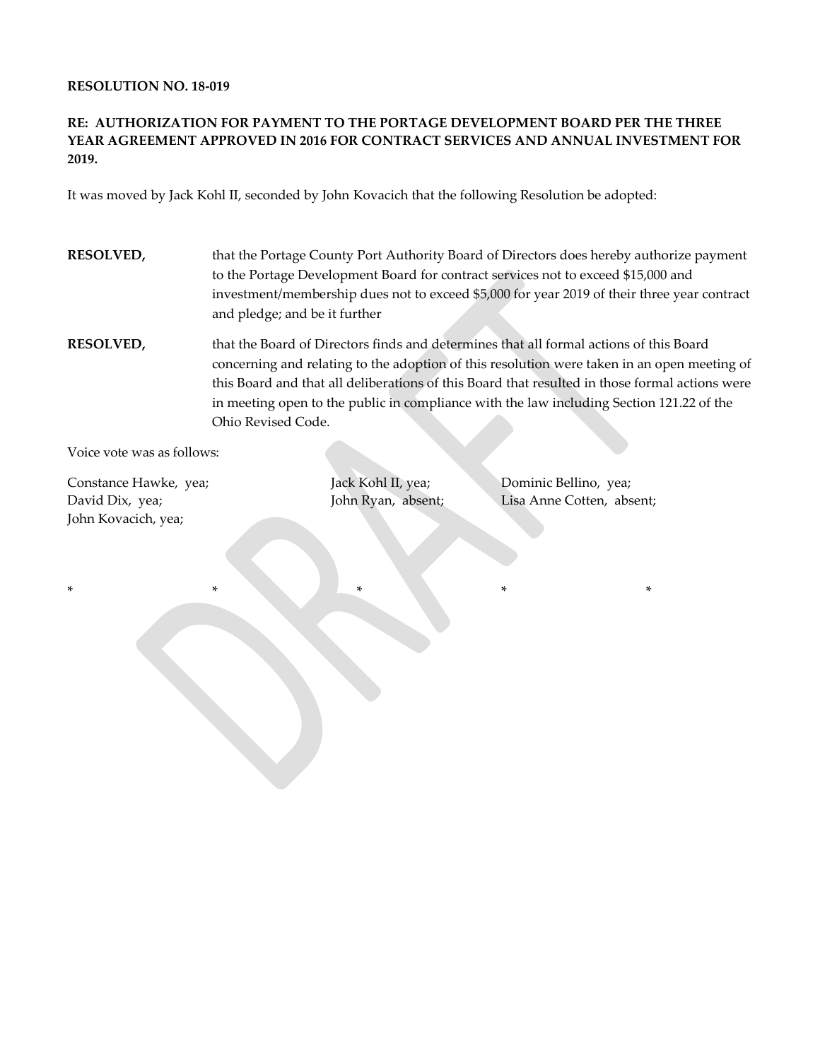**RESOLUTION NO. 18-019**

**RE: AUTHORIZATION FOR PAYMENT TO THE PORTAGE DEVELOPMENT BOARD PER THE THREE YEAR AGREEMENT APPROVED IN 2016 FOR CONTRACT SERVICES AND ANNUAL INVESTMENT FOR 2019.**

It was moved by Jack Kohl II, seconded by John Kovacich that the following Resolution be adopted:

**RESOLVED,** that the Portage County Port Authority Board of Directors does hereby authorize payment to the Portage Development Board for contract services not to exceed $15,000 and investment/membership dues not to exceed $5,000 for year 2019 of their three year contract and pledge; and be it further

**RESOLVED,** that the Board of Directors finds and determines that all formal actions of this Board concerning and relating to the adoption of this resolution were taken in an open meeting of this Board and that all deliberations of this Board that resulted in those formal actions were in meeting open to the public in compliance with the law including Section 121.22 of the Ohio Revised Code.

Voice vote was as follows:

Constance Hawke, yea;
Jack Kohl II, yea;
Dominic Bellino, yea;
David Dix, yea;
John Ryan, absent;
Lisa Anne Cotten, absent;
John Kovacich, yea;

\* \* \* \* \*

DRAFT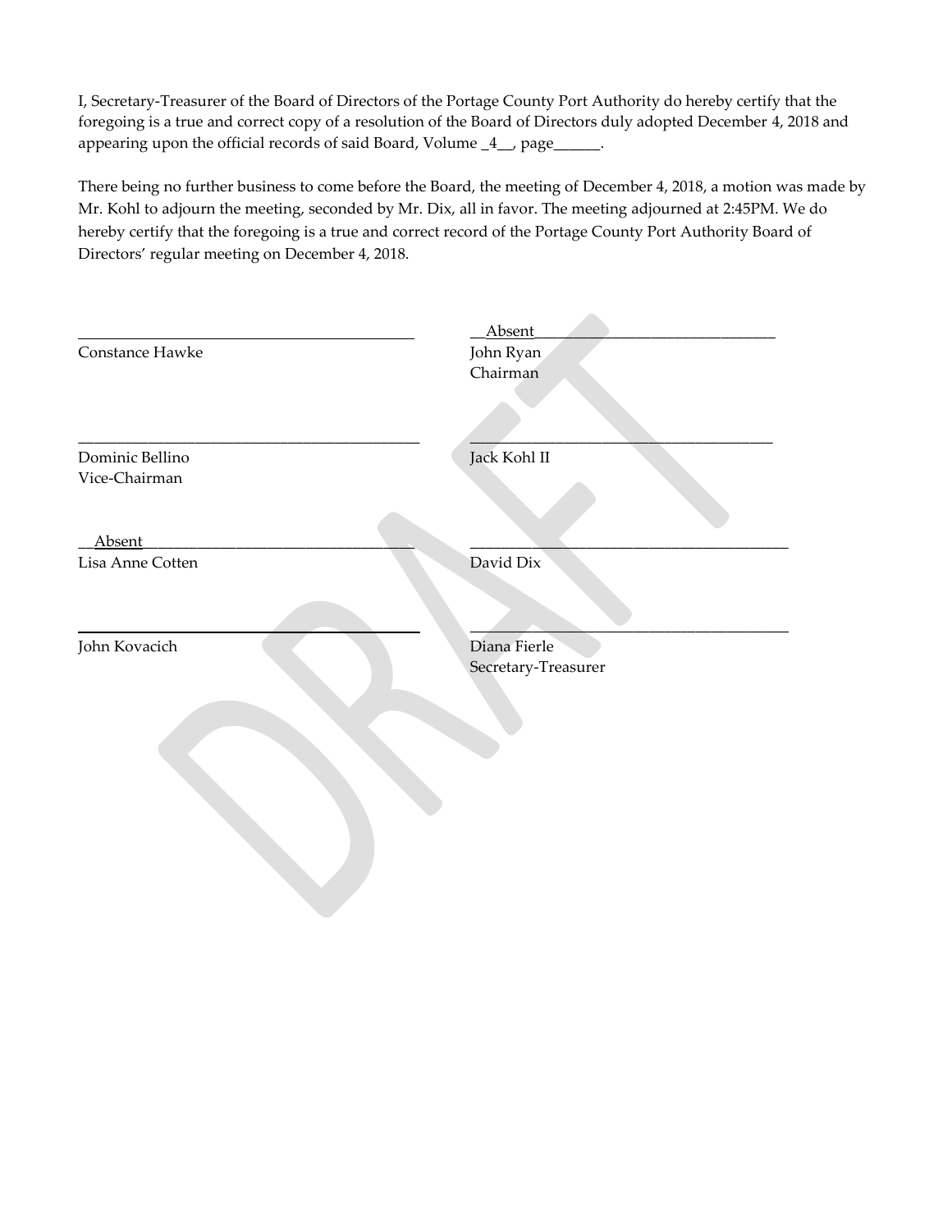I, Secretary-Treasurer of the Board of Directors of the Portage County Port Authority do hereby certify that the foregoing is a true and correct copy of a resolution of the Board of Directors duly adopted December 4, 2018 and appearing upon the official records of said Board, Volume _4__, page______.

There being no further business to come before the Board, the meeting of December 4, 2018, a motion was made by Mr. Kohl to adjourn the meeting, seconded by Mr. Dix, all in favor. The meeting adjourned at 2:45PM. We do hereby certify that the foregoing is a true and correct record of the Portage County Port Authority Board of Directors' regular meeting on December 4, 2018.

| | |
|---|---|
| ______________________________ | __Absent______________________ |
| Constance Hawke | John Ryan<br>Chairman |
| ______________________________ | ______________________________ |
| Dominic Bellino<br>Vice-Chairman | Jack Kohl II |
| __Absent______________________ | ______________________________ |
| Lisa Anne Cotten | David Dix |
| ______________________________ | ______________________________ |
| John Kovacich | Diana Fierle<br>Secretary-Treasurer |

DRAFT